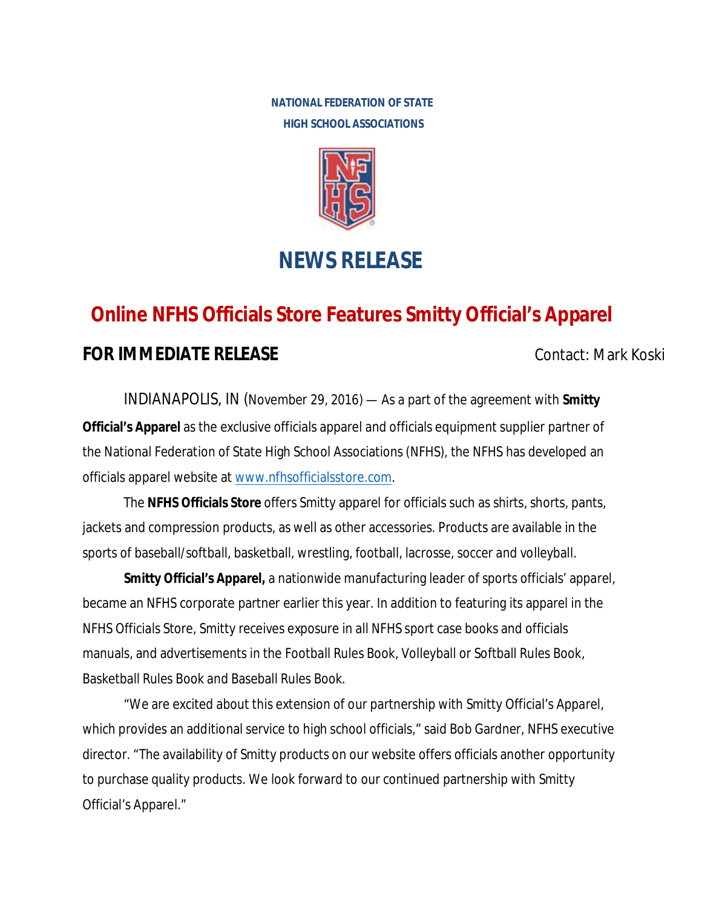**NATIONAL FEDERATION OF STATE HIGH SCHOOL ASSOCIATIONS**

# NEWS RELEASE

## Online NFHS Officials Store Features Smitty Official's Apparel

**FOR IMMEDIATE RELEASE** Contact: Mark Koski

INDIANAPOLIS, IN (November 29, 2016) — As a part of the agreement with **Smitty Official's Apparel** as the exclusive officials apparel and officials equipment supplier partner of the National Federation of State High School Associations (NFHS), the NFHS has developed an officials apparel website at www.nfhsofficialsstore.com.

The **NFHS Officials Store** offers Smitty apparel for officials such as shirts, shorts, pants, jackets and compression products, as well as other accessories. Products are available in the sports of baseball/softball, basketball, wrestling, football, lacrosse, soccer and volleyball.

**Smitty Official's Apparel,** a nationwide manufacturing leader of sports officials' apparel, became an NFHS corporate partner earlier this year. In addition to featuring its apparel in the NFHS Officials Store, Smitty receives exposure in all NFHS sport case books and officials manuals, and advertisements in the Football Rules Book, Volleyball or Softball Rules Book, Basketball Rules Book and Baseball Rules Book.

"We are excited about this extension of our partnership with Smitty Official's Apparel, which provides an additional service to high school officials," said Bob Gardner, NFHS executive director. "The availability of Smitty products on our website offers officials another opportunity to purchase quality products. We look forward to our continued partnership with Smitty Official's Apparel."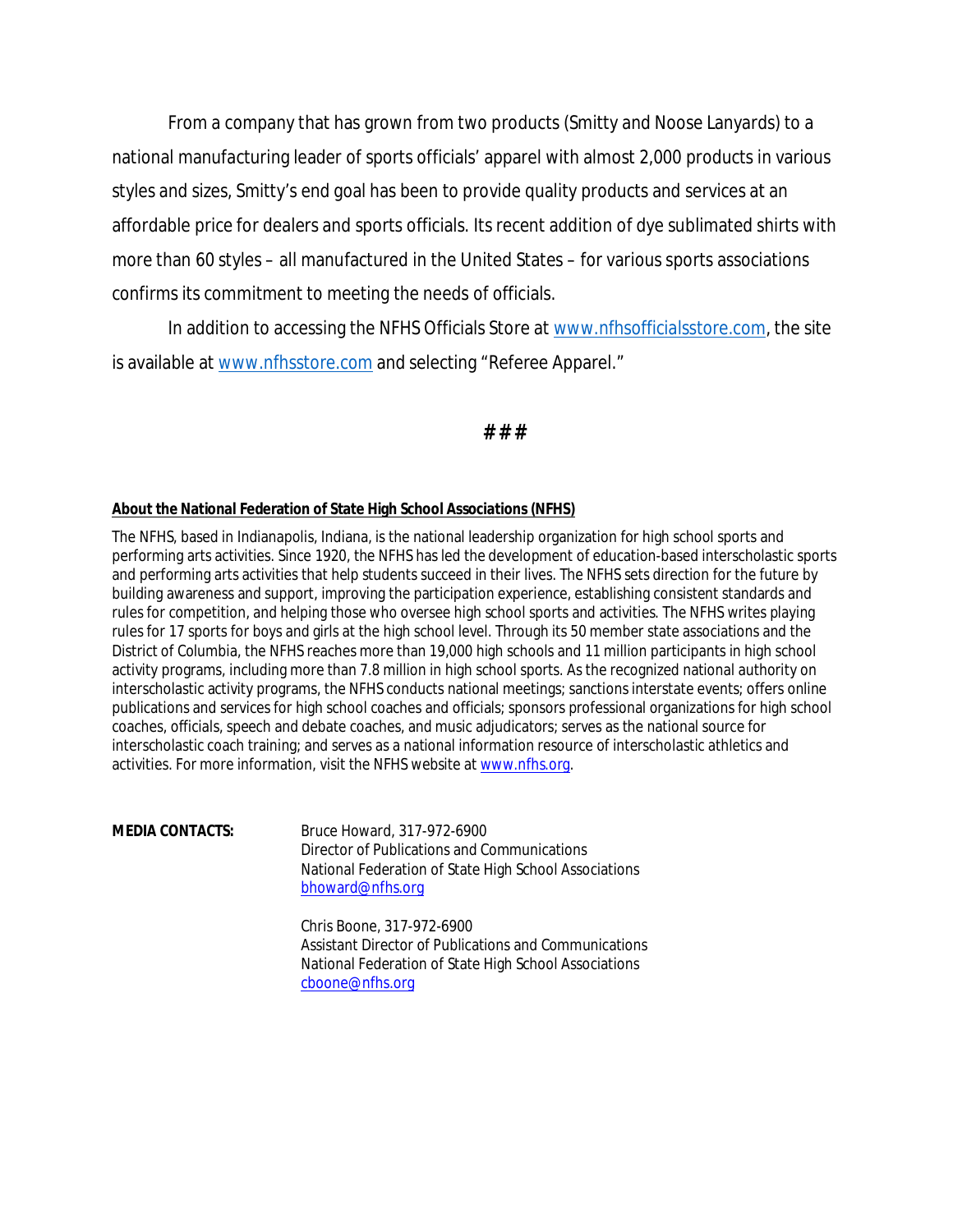From a company that has grown from two products (Smitty and Noose Lanyards) to a national manufacturing leader of sports officials' apparel with almost 2,000 products in various styles and sizes, Smitty's end goal has been to provide quality products and services at an affordable price for dealers and sports officials. Its recent addition of dye sublimated shirts with more than 60 styles – all manufactured in the United States – for various sports associations confirms its commitment to meeting the needs of officials.

In addition to accessing the NFHS Officials Store at www.nfhsofficialsstore.com, the site is available at www.nfhsstore.com and selecting "Referee Apparel."

# # #

**About the National Federation of State High School Associations (NFHS)**

The NFHS, based in Indianapolis, Indiana, is the national leadership organization for high school sports and performing arts activities. Since 1920, the NFHS has led the development of education-based interscholastic sports and performing arts activities that help students succeed in their lives. The NFHS sets direction for the future by building awareness and support, improving the participation experience, establishing consistent standards and rules for competition, and helping those who oversee high school sports and activities. The NFHS writes playing rules for 17 sports for boys and girls at the high school level. Through its 50 member state associations and the District of Columbia, the NFHS reaches more than 19,000 high schools and 11 million participants in high school activity programs, including more than 7.8 million in high school sports. As the recognized national authority on interscholastic activity programs, the NFHS conducts national meetings; sanctions interstate events; offers online publications and services for high school coaches and officials; sponsors professional organizations for high school coaches, officials, speech and debate coaches, and music adjudicators; serves as the national source for interscholastic coach training; and serves as a national information resource of interscholastic athletics and activities. For more information, visit the NFHS website at www.nfhs.org.

**MEDIA CONTACTS:**

Bruce Howard, 317-972-6900
Director of Publications and Communications
National Federation of State High School Associations
bhoward@nfhs.org

Chris Boone, 317-972-6900
Assistant Director of Publications and Communications
National Federation of State High School Associations
cboone@nfhs.org